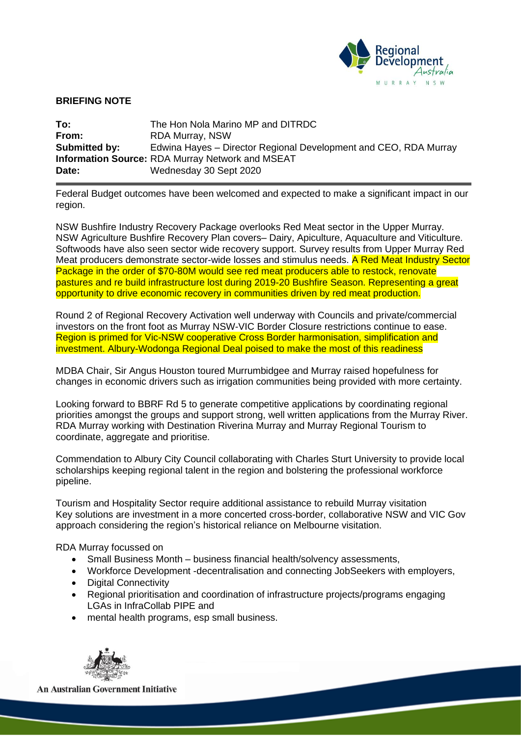**BRIEFING NOTE**

**To:** The Hon Nola Marino MP and DITRDC
**From:** RDA Murray, NSW
**Submitted by:** Edwina Hayes – Director Regional Development and CEO, RDA Murray
**Information Source:** RDA Murray Network and MSEAT
**Date:** Wednesday 30 Sept 2020

---

Federal Budget outcomes have been welcomed and expected to make a significant impact in our region.

NSW Bushfire Industry Recovery Package overlooks Red Meat sector in the Upper Murray. NSW Agriculture Bushfire Recovery Plan covers– Dairy, Apiculture, Aquaculture and Viticulture. Softwoods have also seen sector wide recovery support. Survey results from Upper Murray Red Meat producers demonstrate sector-wide losses and stimulus needs. A Red Meat Industry Sector Package in the order of $70-80M would see red meat producers able to restock, renovate pastures and re build infrastructure lost during 2019-20 Bushfire Season. Representing a great opportunity to drive economic recovery in communities driven by red meat production.

Round 2 of Regional Recovery Activation well underway with Councils and private/commercial investors on the front foot as Murray NSW-VIC Border Closure restrictions continue to ease. Region is primed for Vic-NSW cooperative Cross Border harmonisation, simplification and investment. Albury-Wodonga Regional Deal poised to make the most of this readiness

MDBA Chair, Sir Angus Houston toured Murrumbidgee and Murray raised hopefulness for changes in economic drivers such as irrigation communities being provided with more certainty.

Looking forward to BBRF Rd 5 to generate competitive applications by coordinating regional priorities amongst the groups and support strong, well written applications from the Murray River. RDA Murray working with Destination Riverina Murray and Murray Regional Tourism to coordinate, aggregate and prioritise.

Commendation to Albury City Council collaborating with Charles Sturt University to provide local scholarships keeping regional talent in the region and bolstering the professional workforce pipeline.

Tourism and Hospitality Sector require additional assistance to rebuild Murray visitation
Key solutions are investment in a more concerted cross-border, collaborative NSW and VIC Gov approach considering the region's historical reliance on Melbourne visitation.

RDA Murray focussed on

- Small Business Month – business financial health/solvency assessments,
- Workforce Development -decentralisation and connecting JobSeekers with employers,
- Digital Connectivity
- Regional prioritisation and coordination of infrastructure projects/programs engaging LGAs in InfraCollab PIPE and
- mental health programs, esp small business.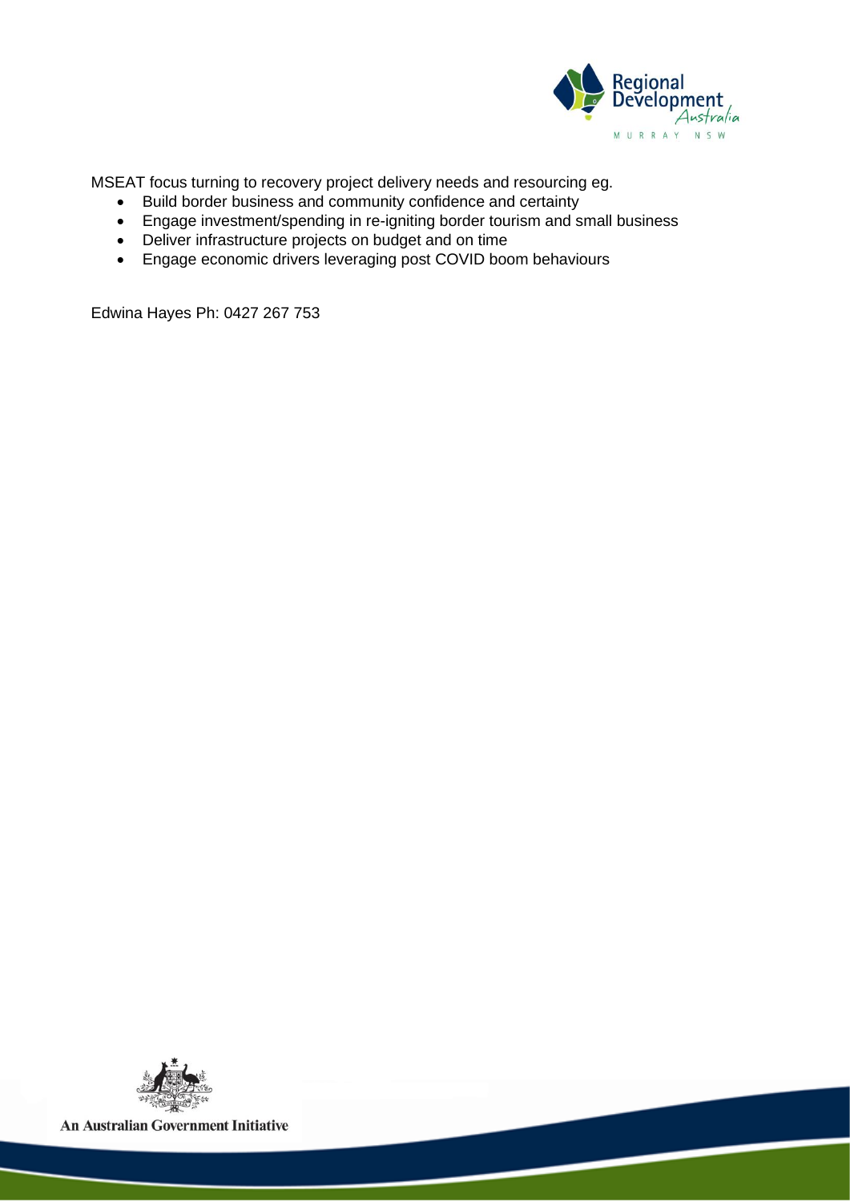MSEAT focus turning to recovery project delivery needs and resourcing eg.

- Build border business and community confidence and certainty
- Engage investment/spending in re-igniting border tourism and small business
- Deliver infrastructure projects on budget and on time
- Engage economic drivers leveraging post COVID boom behaviours

Edwina Hayes Ph: 0427 267 753